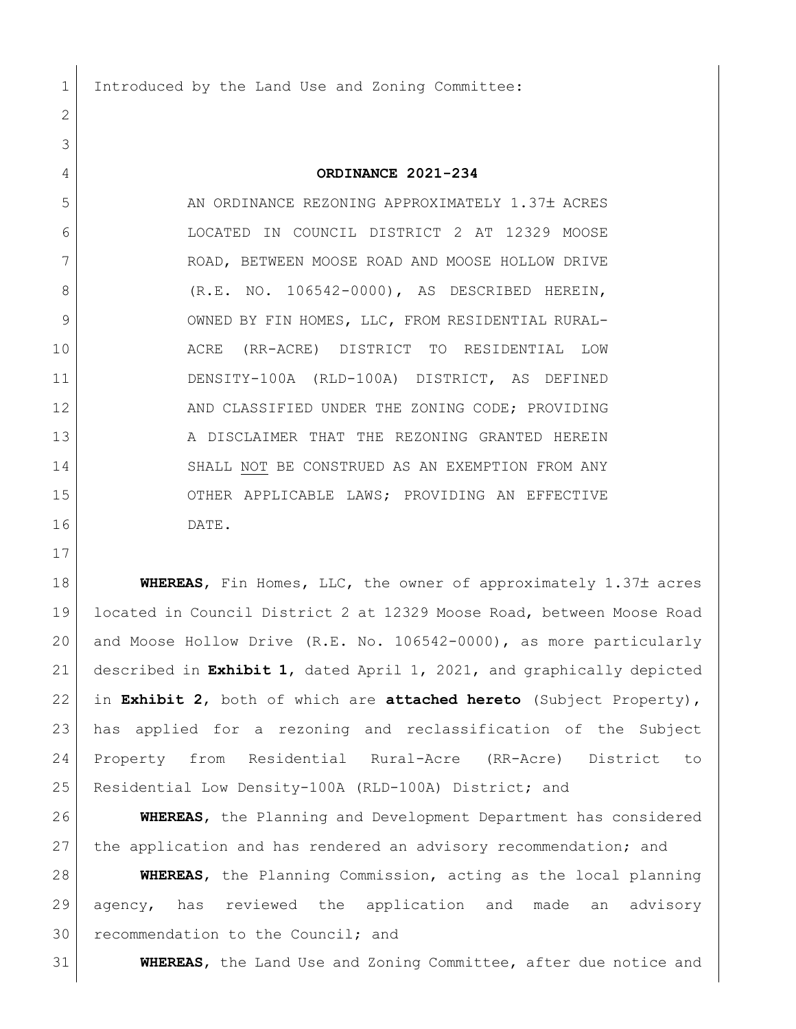Introduced by the Land Use and Zoning Committee:

# ORDINANCE 2021-234

AN ORDINANCE REZONING APPROXIMATELY 1.37± ACRES LOCATED IN COUNCIL DISTRICT 2 AT 12329 MOOSE ROAD, BETWEEN MOOSE ROAD AND MOOSE HOLLOW DRIVE (R.E. NO. 106542-0000), AS DESCRIBED HEREIN, OWNED BY FIN HOMES, LLC, FROM RESIDENTIAL RURAL-ACRE (RR-ACRE) DISTRICT TO RESIDENTIAL LOW DENSITY-100A (RLD-100A) DISTRICT, AS DEFINED AND CLASSIFIED UNDER THE ZONING CODE; PROVIDING A DISCLAIMER THAT THE REZONING GRANTED HEREIN SHALL NOT BE CONSTRUED AS AN EXEMPTION FROM ANY OTHER APPLICABLE LAWS; PROVIDING AN EFFECTIVE DATE.

**WHEREAS**, Fin Homes, LLC, the owner of approximately 1.37± acres located in Council District 2 at 12329 Moose Road, between Moose Road and Moose Hollow Drive (R.E. No. 106542-0000), as more particularly described in **Exhibit 1**, dated April 1, 2021, and graphically depicted in **Exhibit 2**, both of which are **attached hereto** (Subject Property), has applied for a rezoning and reclassification of the Subject Property from Residential Rural-Acre (RR-Acre) District to Residential Low Density-100A (RLD-100A) District; and

**WHEREAS**, the Planning and Development Department has considered the application and has rendered an advisory recommendation; and

**WHEREAS**, the Planning Commission, acting as the local planning agency, has reviewed the application and made an advisory recommendation to the Council; and

**WHEREAS**, the Land Use and Zoning Committee, after due notice and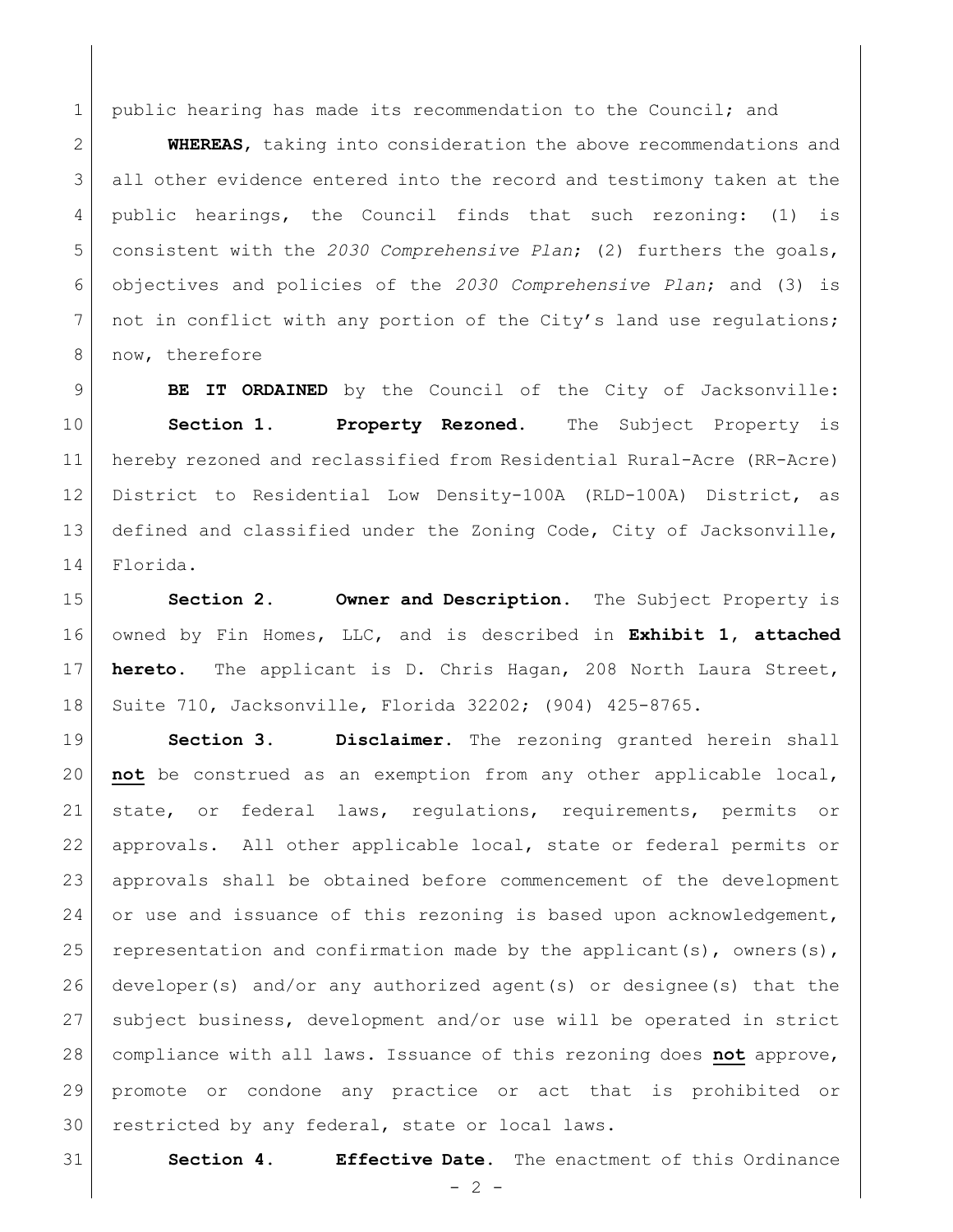public hearing has made its recommendation to the Council; and

**WHEREAS**, taking into consideration the above recommendations and all other evidence entered into the record and testimony taken at the public hearings, the Council finds that such rezoning: (1) is consistent with the *2030 Comprehensive Plan*; (2) furthers the goals, objectives and policies of the *2030 Comprehensive Plan*; and (3) is not in conflict with any portion of the City's land use regulations; now, therefore

**BE IT ORDAINED** by the Council of the City of Jacksonville:

**Section 1. Property Rezoned.** The Subject Property is hereby rezoned and reclassified from Residential Rural-Acre (RR-Acre) District to Residential Low Density-100A (RLD-100A) District, as defined and classified under the Zoning Code, City of Jacksonville, Florida.

**Section 2. Owner and Description.** The Subject Property is owned by Fin Homes, LLC, and is described in **Exhibit 1, attached hereto**. The applicant is D. Chris Hagan, 208 North Laura Street, Suite 710, Jacksonville, Florida 32202; (904) 425-8765.

**Section 3. Disclaimer.** The rezoning granted herein shall **not** be construed as an exemption from any other applicable local, state, or federal laws, regulations, requirements, permits or approvals. All other applicable local, state or federal permits or approvals shall be obtained before commencement of the development or use and issuance of this rezoning is based upon acknowledgement, representation and confirmation made by the applicant(s), owners(s), developer(s) and/or any authorized agent(s) or designee(s) that the subject business, development and/or use will be operated in strict compliance with all laws. Issuance of this rezoning does **not** approve, promote or condone any practice or act that is prohibited or restricted by any federal, state or local laws.

**Section 4. Effective Date.** The enactment of this Ordinance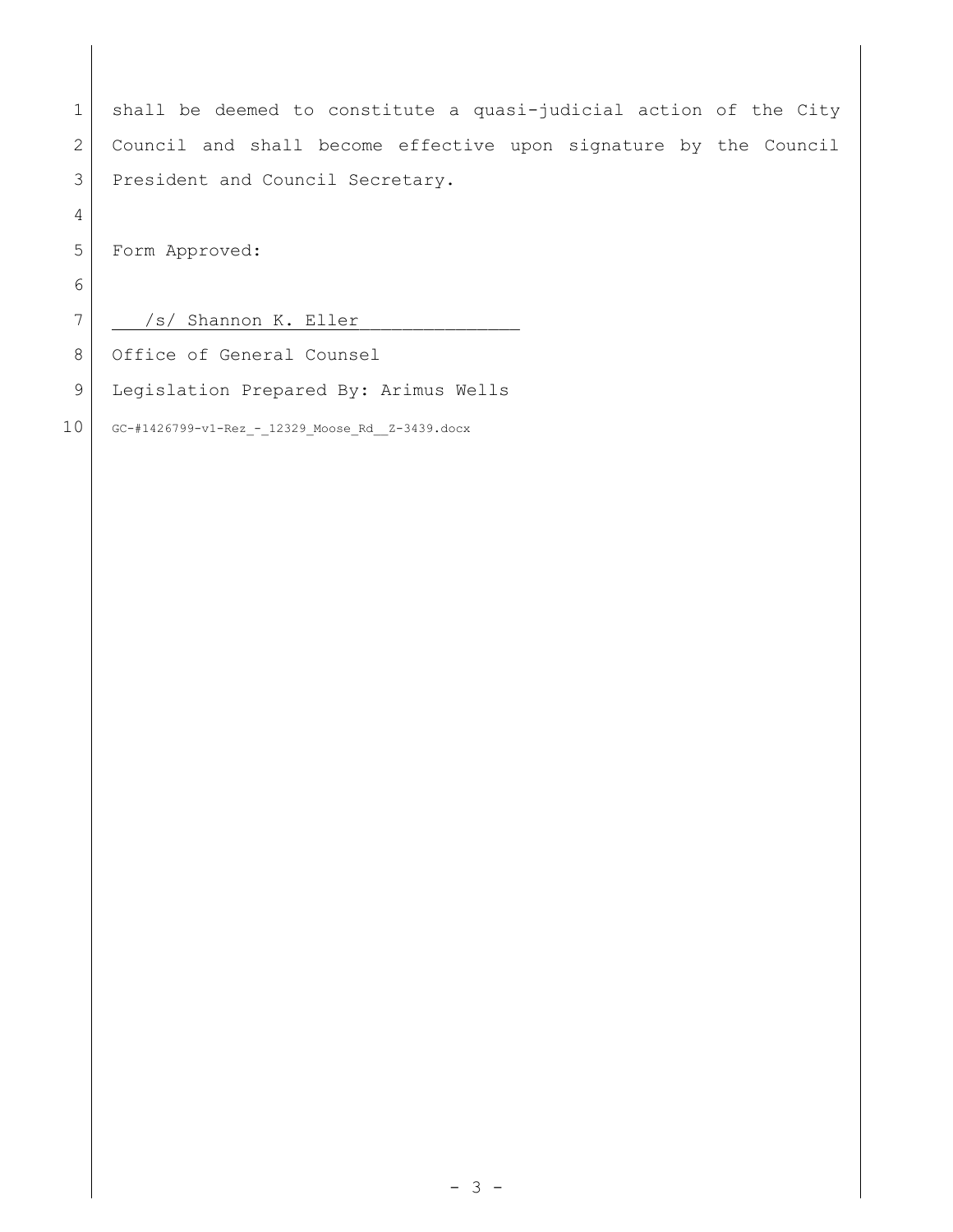shall be deemed to constitute a quasi-judicial action of the City Council and shall become effective upon signature by the Council President and Council Secretary.

Form Approved:

/s/ Shannon K. Eller

Office of General Counsel

Legislation Prepared By: Arimus Wells

GC-#1426799-v1-Rez_-_12329_Moose_Rd__Z-3439.docx